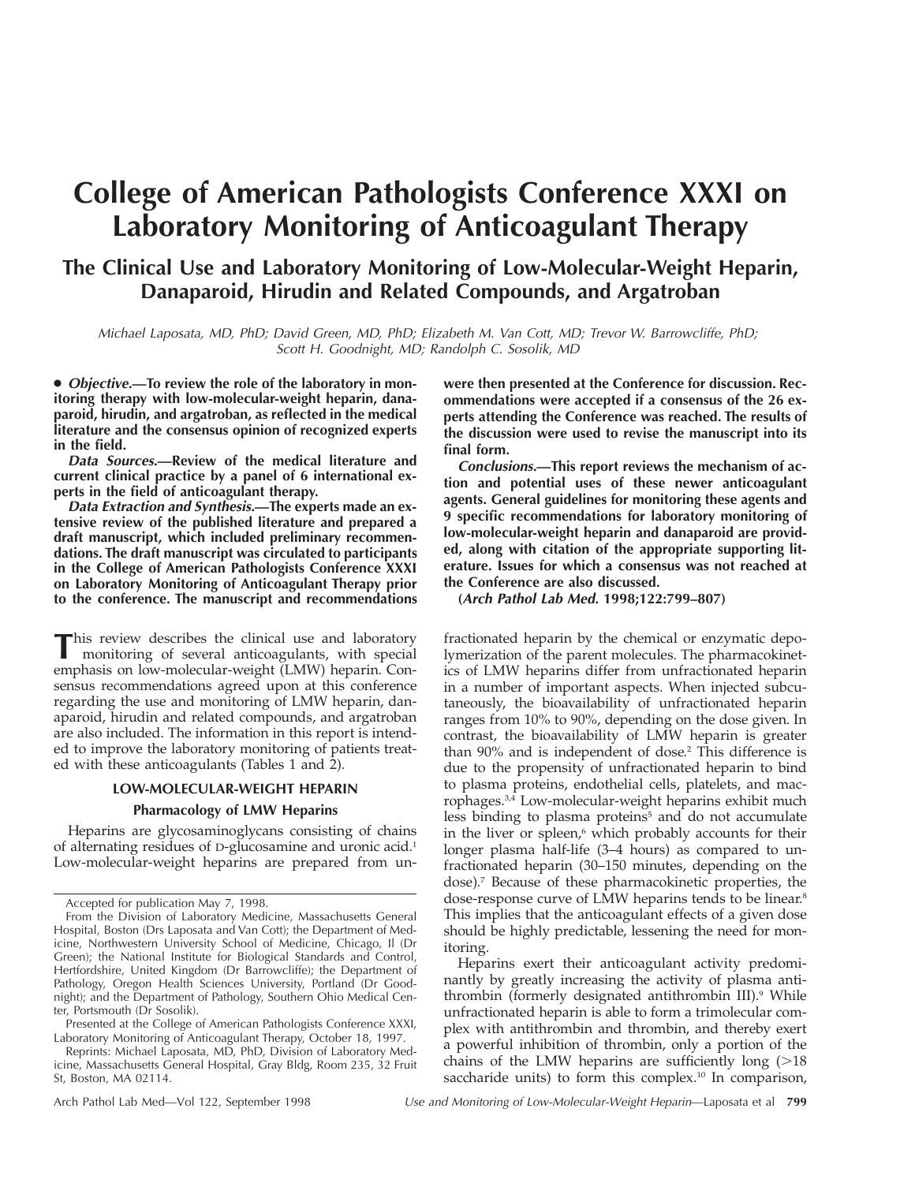# College of American Pathologists Conference XXXI on Laboratory Monitoring of Anticoagulant Therapy

## The Clinical Use and Laboratory Monitoring of Low-Molecular-Weight Heparin, Danaparoid, Hirudin and Related Compounds, and Argatroban

*Michael Laposata, MD, PhD; David Green, MD, PhD; Elizabeth M. Van Cott, MD; Trevor W. Barrowcliffe, PhD; Scott H. Goodnight, MD; Randolph C. Sosolik, MD*

**• *Objective.*—To review the role of the laboratory in monitoring therapy with low-molecular-weight heparin, danaparoid, hirudin, and argatroban, as reflected in the medical literature and the consensus opinion of recognized experts in the field.**

***Data Sources.*—Review of the medical literature and current clinical practice by a panel of 6 international experts in the field of anticoagulant therapy.**

***Data Extraction and Synthesis.*—The experts made an extensive review of the published literature and prepared a draft manuscript, which included preliminary recommendations. The draft manuscript was circulated to participants in the College of American Pathologists Conference XXXI on Laboratory Monitoring of Anticoagulant Therapy prior to the conference. The manuscript and recommendations were then presented at the Conference for discussion. Recommendations were accepted if a consensus of the 26 experts attending the Conference was reached. The results of the discussion were used to revise the manuscript into its final form.**

***Conclusions.*—This report reviews the mechanism of action and potential uses of these newer anticoagulant agents. General guidelines for monitoring these agents and 9 specific recommendations for laboratory monitoring of low-molecular-weight heparin and danaparoid are provided, along with citation of the appropriate supporting literature. Issues for which a consensus was not reached at the Conference are also discussed.**

**(*Arch Pathol Lab Med.* 1998;122:799–807)**

This review describes the clinical use and laboratory monitoring of several anticoagulants, with special emphasis on low-molecular-weight (LMW) heparin. Consensus recommendations agreed upon at this conference regarding the use and monitoring of LMW heparin, danaparoid, hirudin and related compounds, and argatroban are also included. The information in this report is intended to improve the laboratory monitoring of patients treated with these anticoagulants (Tables 1 and 2).

## LOW-MOLECULAR-WEIGHT HEPARIN

### Pharmacology of LMW Heparins

Heparins are glycosaminoglycans consisting of chains of alternating residues of D-glucosamine and uronic acid.[1] Low-molecular-weight heparins are prepared from unfractionated heparin by the chemical or enzymatic depolymerization of the parent molecules. The pharmacokinetics of LMW heparins differ from unfractionated heparin in a number of important aspects. When injected subcutaneously, the bioavailability of unfractionated heparin ranges from 10% to 90%, depending on the dose given. In contrast, the bioavailability of LMW heparin is greater than 90% and is independent of dose.[2] This difference is due to the propensity of unfractionated heparin to bind to plasma proteins, endothelial cells, platelets, and macrophages.[3,4] Low-molecular-weight heparins exhibit much less binding to plasma proteins[5] and do not accumulate in the liver or spleen,[6] which probably accounts for their longer plasma half-life (3–4 hours) as compared to unfractionated heparin (30–150 minutes, depending on the dose).[7] Because of these pharmacokinetic properties, the dose-response curve of LMW heparins tends to be linear.[8] This implies that the anticoagulant effects of a given dose should be highly predictable, lessening the need for monitoring.

Heparins exert their anticoagulant activity predominantly by greatly increasing the activity of plasma antithrombin (formerly designated antithrombin III).[9] While unfractionated heparin is able to form a trimolecular complex with antithrombin and thrombin, and thereby exert a powerful inhibition of thrombin, only a portion of the chains of the LMW heparins are sufficiently long (>18 saccharide units) to form this complex.[10] In comparison,

---

Accepted for publication May 7, 1998.

From the Division of Laboratory Medicine, Massachusetts General Hospital, Boston (Drs Laposata and Van Cott); the Department of Medicine, Northwestern University School of Medicine, Chicago, Il (Dr Green); the National Institute for Biological Standards and Control, Hertfordshire, United Kingdom (Dr Barrowcliffe); the Department of Pathology, Oregon Health Sciences University, Portland (Dr Goodnight); and the Department of Pathology, Southern Ohio Medical Center, Portsmouth (Dr Sosolik).

Presented at the College of American Pathologists Conference XXXI, Laboratory Monitoring of Anticoagulant Therapy, October 18, 1997.

Reprints: Michael Laposata, MD, PhD, Division of Laboratory Medicine, Massachusetts General Hospital, Gray Bldg, Room 235, 32 Fruit St, Boston, MA 02114.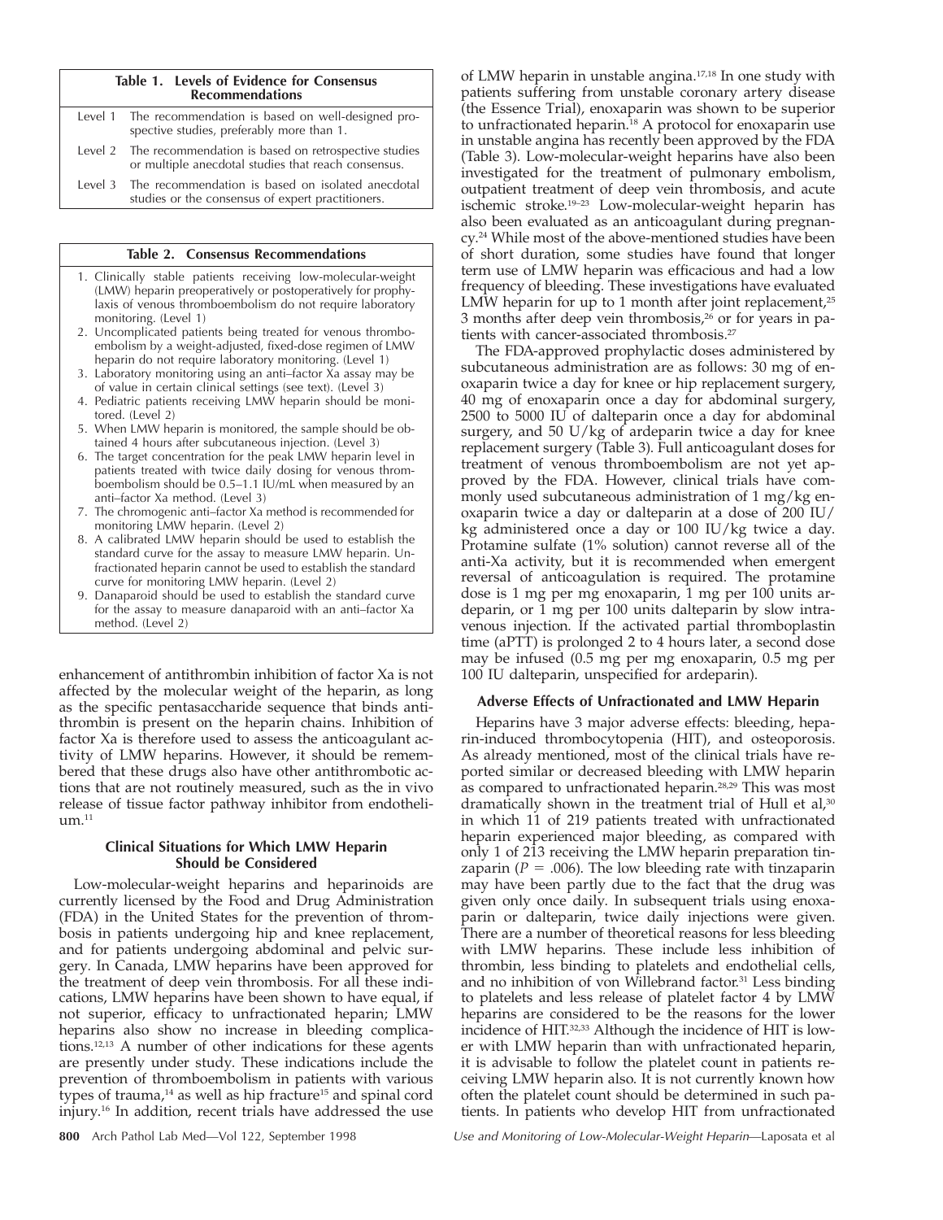**Table 1. Levels of Evidence for Consensus Recommendations**

| Level | Description |
|---|---|
| Level 1 | The recommendation is based on well-designed prospective studies, preferably more than 1. |
| Level 2 | The recommendation is based on retrospective studies or multiple anecdotal studies that reach consensus. |
| Level 3 | The recommendation is based on isolated anecdotal studies or the consensus of expert practitioners. |

**Table 2. Consensus Recommendations**

1. Clinically stable patients receiving low-molecular-weight (LMW) heparin preoperatively or postoperatively for prophylaxis of venous thromboembolism do not require laboratory monitoring. (Level 1)
2. Uncomplicated patients being treated for venous thromboembolism by a weight-adjusted, fixed-dose regimen of LMW heparin do not require laboratory monitoring. (Level 1)
3. Laboratory monitoring using an anti–factor Xa assay may be of value in certain clinical settings (see text). (Level 3)
4. Pediatric patients receiving LMW heparin should be monitored. (Level 2)
5. When LMW heparin is monitored, the sample should be obtained 4 hours after subcutaneous injection. (Level 3)
6. The target concentration for the peak LMW heparin level in patients treated with twice daily dosing for venous thromboembolism should be 0.5–1.1 IU/mL when measured by an anti–factor Xa method. (Level 3)
7. The chromogenic anti–factor Xa method is recommended for monitoring LMW heparin. (Level 2)
8. A calibrated LMW heparin should be used to establish the standard curve for the assay to measure LMW heparin. Unfractionated heparin cannot be used to establish the standard curve for monitoring LMW heparin. (Level 2)
9. Danaparoid should be used to establish the standard curve for the assay to measure danaparoid with an anti–factor Xa method. (Level 2)

enhancement of antithrombin inhibition of factor Xa is not affected by the molecular weight of the heparin, as long as the specific pentasaccharide sequence that binds antithrombin is present on the heparin chains. Inhibition of factor Xa is therefore used to assess the anticoagulant activity of LMW heparins. However, it should be remembered that these drugs also have other antithrombotic actions that are not routinely measured, such as the in vivo release of tissue factor pathway inhibitor from endothelium.[11]

### Clinical Situations for Which LMW Heparin Should be Considered

Low-molecular-weight heparins and heparinoids are currently licensed by the Food and Drug Administration (FDA) in the United States for the prevention of thrombosis in patients undergoing hip and knee replacement, and for patients undergoing abdominal and pelvic surgery. In Canada, LMW heparins have been approved for the treatment of deep vein thrombosis. For all these indications, LMW heparins have been shown to have equal, if not superior, efficacy to unfractionated heparin; LMW heparins also show no increase in bleeding complications.[12,13] A number of other indications for these agents are presently under study. These indications include the prevention of thromboembolism in patients with various types of trauma,[14] as well as hip fracture[15] and spinal cord injury.[16] In addition, recent trials have addressed the use of LMW heparin in unstable angina.[17,18] In one study with patients suffering from unstable coronary artery disease (the Essence Trial), enoxaparin was shown to be superior to unfractionated heparin.[18] A protocol for enoxaparin use in unstable angina has recently been approved by the FDA (Table 3). Low-molecular-weight heparins have also been investigated for the treatment of pulmonary embolism, outpatient treatment of deep vein thrombosis, and acute ischemic stroke.[19–23] Low-molecular-weight heparin has also been evaluated as an anticoagulant during pregnancy.[24] While most of the above-mentioned studies have been of short duration, some studies have found that longer term use of LMW heparin was efficacious and had a low frequency of bleeding. These investigations have evaluated LMW heparin for up to 1 month after joint replacement,[25] 3 months after deep vein thrombosis,[26] or for years in patients with cancer-associated thrombosis.[27]

The FDA-approved prophylactic doses administered by subcutaneous administration are as follows: 30 mg of enoxaparin twice a day for knee or hip replacement surgery, 40 mg of enoxaparin once a day for abdominal surgery, 2500 to 5000 IU of dalteparin once a day for abdominal surgery, and 50 U/kg of ardeparin twice a day for knee replacement surgery (Table 3). Full anticoagulant doses for treatment of venous thromboembolism are not yet approved by the FDA. However, clinical trials have commonly used subcutaneous administration of 1 mg/kg enoxaparin twice a day or dalteparin at a dose of 200 IU/kg administered once a day or 100 IU/kg twice a day. Protamine sulfate (1% solution) cannot reverse all of the anti-Xa activity, but it is recommended when emergent reversal of anticoagulation is required. The protamine dose is 1 mg per mg enoxaparin, 1 mg per 100 units ardeparin, or 1 mg per 100 units dalteparin by slow intravenous injection. If the activated partial thromboplastin time (aPTT) is prolonged 2 to 4 hours later, a second dose may be infused (0.5 mg per mg enoxaparin, 0.5 mg per 100 IU dalteparin, unspecified for ardeparin).

### Adverse Effects of Unfractionated and LMW Heparin

Heparins have 3 major adverse effects: bleeding, heparin-induced thrombocytopenia (HIT), and osteoporosis. As already mentioned, most of the clinical trials have reported similar or decreased bleeding with LMW heparin as compared to unfractionated heparin.[28,29] This was most dramatically shown in the treatment trial of Hull et al,[30] in which 11 of 219 patients treated with unfractionated heparin experienced major bleeding, as compared with only 1 of 213 receiving the LMW heparin preparation tinzaparin ($P = .006$). The low bleeding rate with tinzaparin may have been partly due to the fact that the drug was given only once daily. In subsequent trials using enoxaparin or dalteparin, twice daily injections were given. There are a number of theoretical reasons for less bleeding with LMW heparins. These include less inhibition of thrombin, less binding to platelets and endothelial cells, and no inhibition of von Willebrand factor.[31] Less binding to platelets and less release of platelet factor 4 by LMW heparins are considered to be the reasons for the lower incidence of HIT.[32,33] Although the incidence of HIT is lower with LMW heparin than with unfractionated heparin, it is advisable to follow the platelet count in patients receiving LMW heparin also. It is not currently known how often the platelet count should be determined in such patients. In patients who develop HIT from unfractionated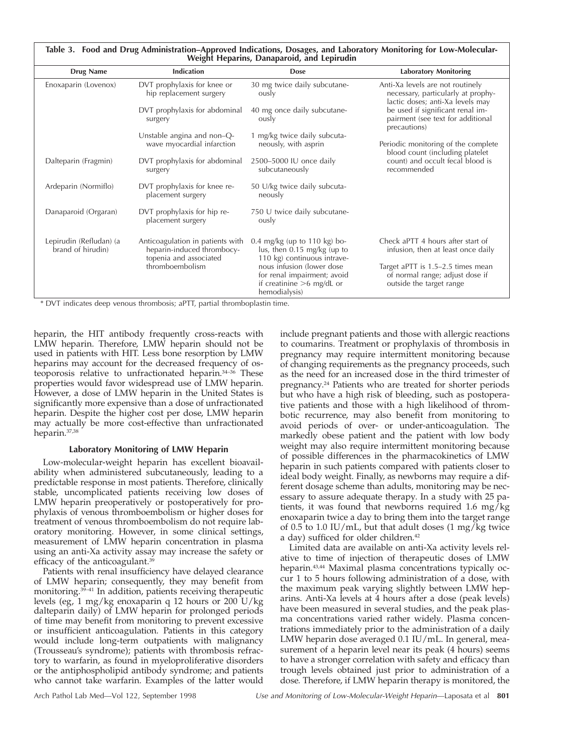**Table 3. Food and Drug Administration–Approved Indications, Dosages, and Laboratory Monitoring for Low-Molecular-Weight Heparins, Danaparoid, and Lepirudin**

| Drug Name | Indication | Dose | Laboratory Monitoring |
|---|---|---|---|
| Enoxaparin (Lovenox) | DVT prophylaxis for knee or hip replacement surgery | 30 mg twice daily subcutaneously | Anti-Xa levels are not routinely necessary, particularly at prophylactic doses; anti-Xa levels may be used if significant renal impairment (see text for additional precautions) |
| | DVT prophylaxis for abdominal surgery | 40 mg once daily subcutaneously | |
| | Unstable angina and non–Q-wave myocardial infarction | 1 mg/kg twice daily subcutaneously, with asprin | Periodic monitoring of the complete blood count (including platelet count) and occult fecal blood is recommended |
| Dalteparin (Fragmin) | DVT prophylaxis for abdominal surgery | 2500–5000 IU once daily subcutaneously | |
| Ardeparin (Normiflo) | DVT prophylaxis for knee replacement surgery | 50 U/kg twice daily subcutaneously | |
| Danaparoid (Orgaran) | DVT prophylaxis for hip replacement surgery | 750 U twice daily subcutaneously | |
| Lepirudin (Refludan) (a brand of hirudin) | Anticoagulation in patients with heparin-induced thrombocytopenia and associated thromboembolism | 0.4 mg/kg (up to 110 kg) bolus, then 0.15 mg/kg (up to 110 kg) continuous intravenous infusion (lower dose for renal impairment; avoid if creatinine >6 mg/dL or hemodialysis) | Check aPTT 4 hours after start of infusion, then at least once daily<br><br>Target aPTT is 1.5–2.5 times mean of normal range; adjust dose if outside the target range |

* DVT indicates deep venous thrombosis; aPTT, partial thromboplastin time.

heparin, the HIT antibody frequently cross-reacts with LMW heparin. Therefore, LMW heparin should not be used in patients with HIT. Less bone resorption by LMW heparins may account for the decreased frequency of osteoporosis relative to unfractionated heparin.[34–36] These properties would favor widespread use of LMW heparin. However, a dose of LMW heparin in the United States is significantly more expensive than a dose of unfractionated heparin. Despite the higher cost per dose, LMW heparin may actually be more cost-effective than unfractionated heparin.[37,38]

### Laboratory Monitoring of LMW Heparin

Low-molecular-weight heparin has excellent bioavailability when administered subcutaneously, leading to a predictable response in most patients. Therefore, clinically stable, uncomplicated patients receiving low doses of LMW heparin preoperatively or postoperatively for prophylaxis of venous thromboembolism or higher doses for treatment of venous thromboembolism do not require laboratory monitoring. However, in some clinical settings, measurement of LMW heparin concentration in plasma using an anti-Xa activity assay may increase the safety or efficacy of the anticoagulant.[39]

Patients with renal insufficiency have delayed clearance of LMW heparin; consequently, they may benefit from monitoring.[39–41] In addition, patients receiving therapeutic levels (eg, 1 mg/kg enoxaparin q 12 hours or 200 U/kg dalteparin daily) of LMW heparin for prolonged periods of time may benefit from monitoring to prevent excessive or insufficient anticoagulation. Patients in this category would include long-term outpatients with malignancy (Trousseau's syndrome); patients with thrombosis refractory to warfarin, as found in myeloproliferative disorders or the antiphospholipid antibody syndrome; and patients who cannot take warfarin. Examples of the latter would include pregnant patients and those with allergic reactions to coumarins. Treatment or prophylaxis of thrombosis in pregnancy may require intermittent monitoring because of changing requirements as the pregnancy proceeds, such as the need for an increased dose in the third trimester of pregnancy.[24] Patients who are treated for shorter periods but who have a high risk of bleeding, such as postoperative patients and those with a high likelihood of thrombotic recurrence, may also benefit from monitoring to avoid periods of over- or under-anticoagulation. The markedly obese patient and the patient with low body weight may also require intermittent monitoring because of possible differences in the pharmacokinetics of LMW heparin in such patients compared with patients closer to ideal body weight. Finally, as newborns may require a different dosage scheme than adults, monitoring may be necessary to assure adequate therapy. In a study with 25 patients, it was found that newborns required 1.6 mg/kg enoxaparin twice a day to bring them into the target range of 0.5 to 1.0 IU/mL, but that adult doses (1 mg/kg twice a day) sufficed for older children.[42]

Limited data are available on anti-Xa activity levels relative to time of injection of therapeutic doses of LMW heparin.[43,44] Maximal plasma concentrations typically occur 1 to 5 hours following administration of a dose, with the maximum peak varying slightly between LMW heparins. Anti-Xa levels at 4 hours after a dose (peak levels) have been measured in several studies, and the peak plasma concentrations varied rather widely. Plasma concentrations immediately prior to the administration of a daily LMW heparin dose averaged 0.1 IU/mL. In general, measurement of a heparin level near its peak (4 hours) seems to have a stronger correlation with safety and efficacy than trough levels obtained just prior to administration of a dose. Therefore, if LMW heparin therapy is monitored, the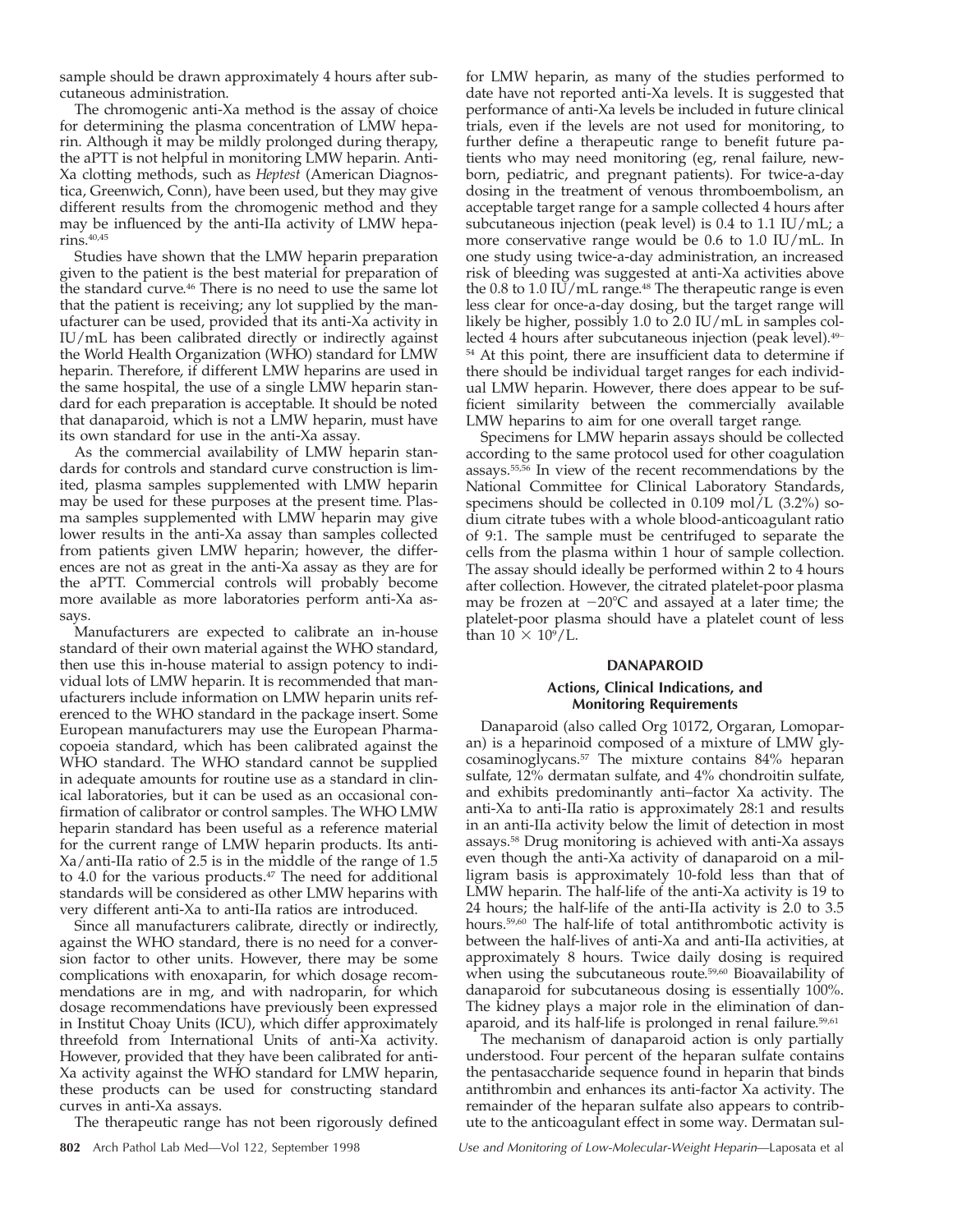sample should be drawn approximately 4 hours after subcutaneous administration.

The chromogenic anti-Xa method is the assay of choice for determining the plasma concentration of LMW heparin. Although it may be mildly prolonged during therapy, the aPTT is not helpful in monitoring LMW heparin. Anti-Xa clotting methods, such as *Heptest* (American Diagnostica, Greenwich, Conn), have been used, but they may give different results from the chromogenic method and they may be influenced by the anti-IIa activity of LMW heparins.[40,45]

Studies have shown that the LMW heparin preparation given to the patient is the best material for preparation of the standard curve.[46] There is no need to use the same lot that the patient is receiving; any lot supplied by the manufacturer can be used, provided that its anti-Xa activity in IU/mL has been calibrated directly or indirectly against the World Health Organization (WHO) standard for LMW heparin. Therefore, if different LMW heparins are used in the same hospital, the use of a single LMW heparin standard for each preparation is acceptable. It should be noted that danaparoid, which is not a LMW heparin, must have its own standard for use in the anti-Xa assay.

As the commercial availability of LMW heparin standards for controls and standard curve construction is limited, plasma samples supplemented with LMW heparin may be used for these purposes at the present time. Plasma samples supplemented with LMW heparin may give lower results in the anti-Xa assay than samples collected from patients given LMW heparin; however, the differences are not as great in the anti-Xa assay as they are for the aPTT. Commercial controls will probably become more available as more laboratories perform anti-Xa assays.

Manufacturers are expected to calibrate an in-house standard of their own material against the WHO standard, then use this in-house material to assign potency to individual lots of LMW heparin. It is recommended that manufacturers include information on LMW heparin units referenced to the WHO standard in the package insert. Some European manufacturers may use the European Pharmacopoeia standard, which has been calibrated against the WHO standard. The WHO standard cannot be supplied in adequate amounts for routine use as a standard in clinical laboratories, but it can be used as an occasional confirmation of calibrator or control samples. The WHO LMW heparin standard has been useful as a reference material for the current range of LMW heparin products. Its anti-Xa/anti-IIa ratio of 2.5 is in the middle of the range of 1.5 to 4.0 for the various products.[47] The need for additional standards will be considered as other LMW heparins with very different anti-Xa to anti-IIa ratios are introduced.

Since all manufacturers calibrate, directly or indirectly, against the WHO standard, there is no need for a conversion factor to other units. However, there may be some complications with enoxaparin, for which dosage recommendations are in mg, and with nadroparin, for which dosage recommendations have previously been expressed in Institut Choay Units (ICU), which differ approximately threefold from International Units of anti-Xa activity. However, provided that they have been calibrated for anti-Xa activity against the WHO standard for LMW heparin, these products can be used for constructing standard curves in anti-Xa assays.

The therapeutic range has not been rigorously defined for LMW heparin, as many of the studies performed to date have not reported anti-Xa levels. It is suggested that performance of anti-Xa levels be included in future clinical trials, even if the levels are not used for monitoring, to further define a therapeutic range to benefit future patients who may need monitoring (eg, renal failure, newborn, pediatric, and pregnant patients). For twice-a-day dosing in the treatment of venous thromboembolism, an acceptable target range for a sample collected 4 hours after subcutaneous injection (peak level) is 0.4 to 1.1 IU/mL; a more conservative range would be 0.6 to 1.0 IU/mL. In one study using twice-a-day administration, an increased risk of bleeding was suggested at anti-Xa activities above the 0.8 to 1.0 IU/mL range.[48] The therapeutic range is even less clear for once-a-day dosing, but the target range will likely be higher, possibly 1.0 to 2.0 IU/mL in samples collected 4 hours after subcutaneous injection (peak level).[49–54] At this point, there are insufficient data to determine if there should be individual target ranges for each individual LMW heparin. However, there does appear to be sufficient similarity between the commercially available LMW heparins to aim for one overall target range.

Specimens for LMW heparin assays should be collected according to the same protocol used for other coagulation assays.[55,56] In view of the recent recommendations by the National Committee for Clinical Laboratory Standards, specimens should be collected in 0.109 mol/L (3.2%) sodium citrate tubes with a whole blood-anticoagulant ratio of 9:1. The sample must be centrifuged to separate the cells from the plasma within 1 hour of sample collection. The assay should ideally be performed within 2 to 4 hours after collection. However, the citrated platelet-poor plasma may be frozen at −20°C and assayed at a later time; the platelet-poor plasma should have a platelet count of less than $10 \times 10^9$/L.

## DANAPAROID

### Actions, Clinical Indications, and Monitoring Requirements

Danaparoid (also called Org 10172, Orgaran, Lomoparan) is a heparinoid composed of a mixture of LMW glycosaminoglycans.[57] The mixture contains 84% heparan sulfate, 12% dermatan sulfate, and 4% chondroitin sulfate, and exhibits predominantly anti–factor Xa activity. The anti-Xa to anti-IIa ratio is approximately 28:1 and results in an anti-IIa activity below the limit of detection in most assays.[58] Drug monitoring is achieved with anti-Xa assays even though the anti-Xa activity of danaparoid on a milligram basis is approximately 10-fold less than that of LMW heparin. The half-life of the anti-Xa activity is 19 to 24 hours; the half-life of the anti-IIa activity is 2.0 to 3.5 hours.[59,60] The half-life of total antithrombotic activity is between the half-lives of anti-Xa and anti-IIa activities, at approximately 8 hours. Twice daily dosing is required when using the subcutaneous route.[59,60] Bioavailability of danaparoid for subcutaneous dosing is essentially 100%. The kidney plays a major role in the elimination of danaparoid, and its half-life is prolonged in renal failure.[59,61]

The mechanism of danaparoid action is only partially understood. Four percent of the heparan sulfate contains the pentasaccharide sequence found in heparin that binds antithrombin and enhances its anti-factor Xa activity. The remainder of the heparan sulfate also appears to contribute to the anticoagulant effect in some way. Dermatan sul-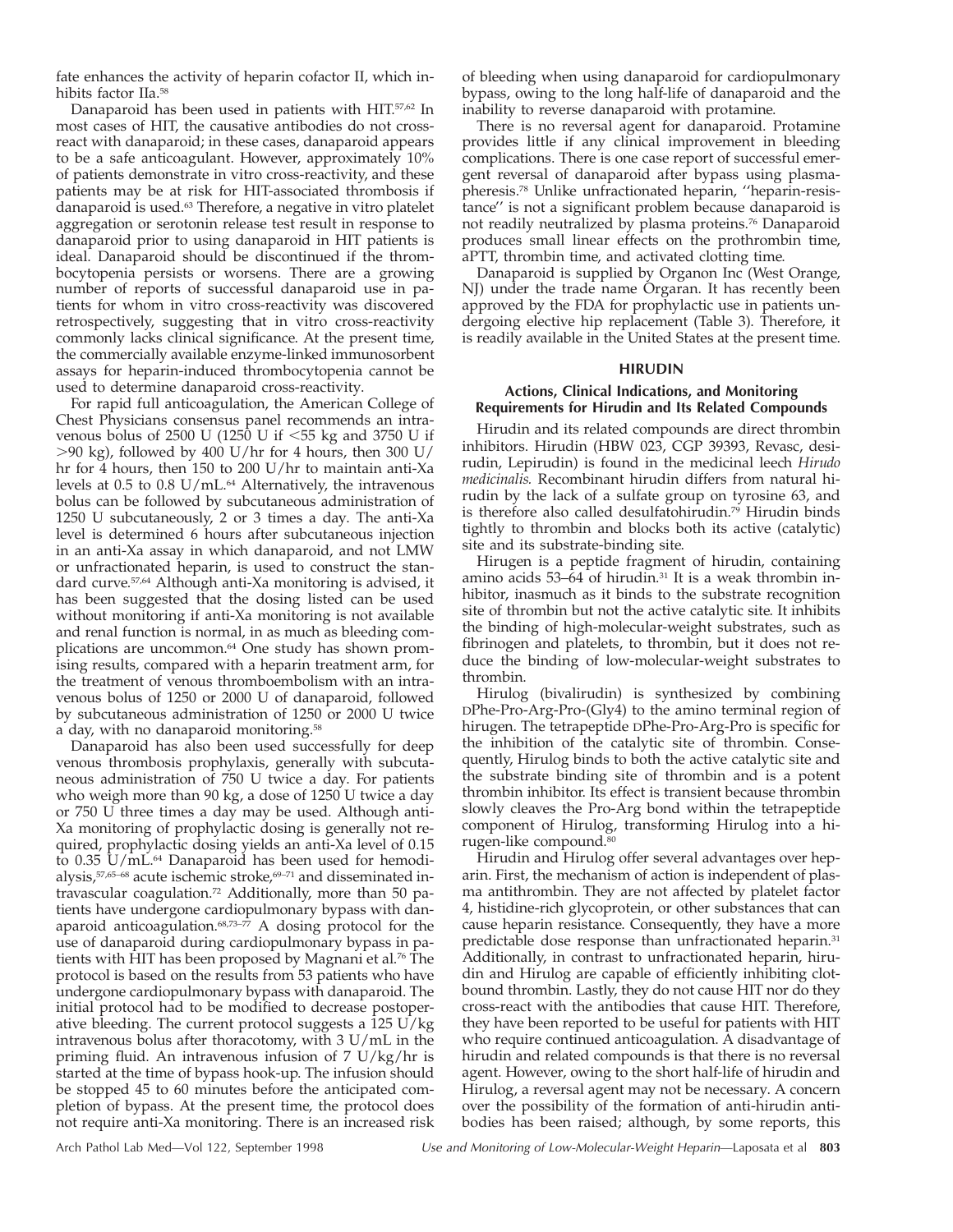fate enhances the activity of heparin cofactor II, which inhibits factor IIa.[58]

Danaparoid has been used in patients with HIT.[57,62] In most cases of HIT, the causative antibodies do not cross-react with danaparoid; in these cases, danaparoid appears to be a safe anticoagulant. However, approximately 10% of patients demonstrate in vitro cross-reactivity, and these patients may be at risk for HIT-associated thrombosis if danaparoid is used.[63] Therefore, a negative in vitro platelet aggregation or serotonin release test result in response to danaparoid prior to using danaparoid in HIT patients is ideal. Danaparoid should be discontinued if the thrombocytopenia persists or worsens. There are a growing number of reports of successful danaparoid use in patients for whom in vitro cross-reactivity was discovered retrospectively, suggesting that in vitro cross-reactivity commonly lacks clinical significance. At the present time, the commercially available enzyme-linked immunosorbent assays for heparin-induced thrombocytopenia cannot be used to determine danaparoid cross-reactivity.

For rapid full anticoagulation, the American College of Chest Physicians consensus panel recommends an intravenous bolus of 2500 U (1250 U if <55 kg and 3750 U if >90 kg), followed by 400 U/hr for 4 hours, then 300 U/hr for 4 hours, then 150 to 200 U/hr to maintain anti-Xa levels at 0.5 to 0.8 U/mL.[64] Alternatively, the intravenous bolus can be followed by subcutaneous administration of 1250 U subcutaneously, 2 or 3 times a day. The anti-Xa level is determined 6 hours after subcutaneous injection in an anti-Xa assay in which danaparoid, and not LMW or unfractionated heparin, is used to construct the standard curve.[57,64] Although anti-Xa monitoring is advised, it has been suggested that the dosing listed can be used without monitoring if anti-Xa monitoring is not available and renal function is normal, in as much as bleeding complications are uncommon.[64] One study has shown promising results, compared with a heparin treatment arm, for the treatment of venous thromboembolism with an intravenous bolus of 1250 or 2000 U of danaparoid, followed by subcutaneous administration of 1250 or 2000 U twice a day, with no danaparoid monitoring.[58]

Danaparoid has also been used successfully for deep venous thrombosis prophylaxis, generally with subcutaneous administration of 750 U twice a day. For patients who weigh more than 90 kg, a dose of 1250 U twice a day or 750 U three times a day may be used. Although anti-Xa monitoring of prophylactic dosing is generally not required, prophylactic dosing yields an anti-Xa level of 0.15 to 0.35 U/mL.[64] Danaparoid has been used for hemodialysis,[57,65–68] acute ischemic stroke,[69–71] and disseminated intravascular coagulation.[72] Additionally, more than 50 patients have undergone cardiopulmonary bypass with danaparoid anticoagulation.[68,73–77] A dosing protocol for the use of danaparoid during cardiopulmonary bypass in patients with HIT has been proposed by Magnani et al.[76] The protocol is based on the results from 53 patients who have undergone cardiopulmonary bypass with danaparoid. The initial protocol had to be modified to decrease postoperative bleeding. The current protocol suggests a 125 U/kg intravenous bolus after thoracotomy, with 3 U/mL in the priming fluid. An intravenous infusion of 7 U/kg/hr is started at the time of bypass hook-up. The infusion should be stopped 45 to 60 minutes before the anticipated completion of bypass. At the present time, the protocol does not require anti-Xa monitoring. There is an increased risk of bleeding when using danaparoid for cardiopulmonary bypass, owing to the long half-life of danaparoid and the inability to reverse danaparoid with protamine.

There is no reversal agent for danaparoid. Protamine provides little if any clinical improvement in bleeding complications. There is one case report of successful emergent reversal of danaparoid after bypass using plasmapheresis.[78] Unlike unfractionated heparin, "heparin-resistance" is not a significant problem because danaparoid is not readily neutralized by plasma proteins.[76] Danaparoid produces small linear effects on the prothrombin time, aPTT, thrombin time, and activated clotting time.

Danaparoid is supplied by Organon Inc (West Orange, NJ) under the trade name Orgaran. It has recently been approved by the FDA for prophylactic use in patients undergoing elective hip replacement (Table 3). Therefore, it is readily available in the United States at the present time.

## HIRUDIN

### Actions, Clinical Indications, and Monitoring Requirements for Hirudin and Its Related Compounds

Hirudin and its related compounds are direct thrombin inhibitors. Hirudin (HBW 023, CGP 39393, Revasc, desirudin, Lepirudin) is found in the medicinal leech *Hirudo medicinalis.* Recombinant hirudin differs from natural hirudin by the lack of a sulfate group on tyrosine 63, and is therefore also called desulfatohirudin.[79] Hirudin binds tightly to thrombin and blocks both its active (catalytic) site and its substrate-binding site.

Hirugen is a peptide fragment of hirudin, containing amino acids 53–64 of hirudin.[31] It is a weak thrombin inhibitor, inasmuch as it binds to the substrate recognition site of thrombin but not the active catalytic site. It inhibits the binding of high-molecular-weight substrates, such as fibrinogen and platelets, to thrombin, but it does not reduce the binding of low-molecular-weight substrates to thrombin.

Hirulog (bivalirudin) is synthesized by combining DPhe-Pro-Arg-Pro-(Gly4) to the amino terminal region of hirugen. The tetrapeptide DPhe-Pro-Arg-Pro is specific for the inhibition of the catalytic site of thrombin. Consequently, Hirulog binds to both the active catalytic site and the substrate binding site of thrombin and is a potent thrombin inhibitor. Its effect is transient because thrombin slowly cleaves the Pro-Arg bond within the tetrapeptide component of Hirulog, transforming Hirulog into a hirugen-like compound.[80]

Hirudin and Hirulog offer several advantages over heparin. First, the mechanism of action is independent of plasma antithrombin. They are not affected by platelet factor 4, histidine-rich glycoprotein, or other substances that can cause heparin resistance. Consequently, they have a more predictable dose response than unfractionated heparin.[31] Additionally, in contrast to unfractionated heparin, hirudin and Hirulog are capable of efficiently inhibiting clot-bound thrombin. Lastly, they do not cause HIT nor do they cross-react with the antibodies that cause HIT. Therefore, they have been reported to be useful for patients with HIT who require continued anticoagulation. A disadvantage of hirudin and related compounds is that there is no reversal agent. However, owing to the short half-life of hirudin and Hirulog, a reversal agent may not be necessary. A concern over the possibility of the formation of anti-hirudin antibodies has been raised; although, by some reports, this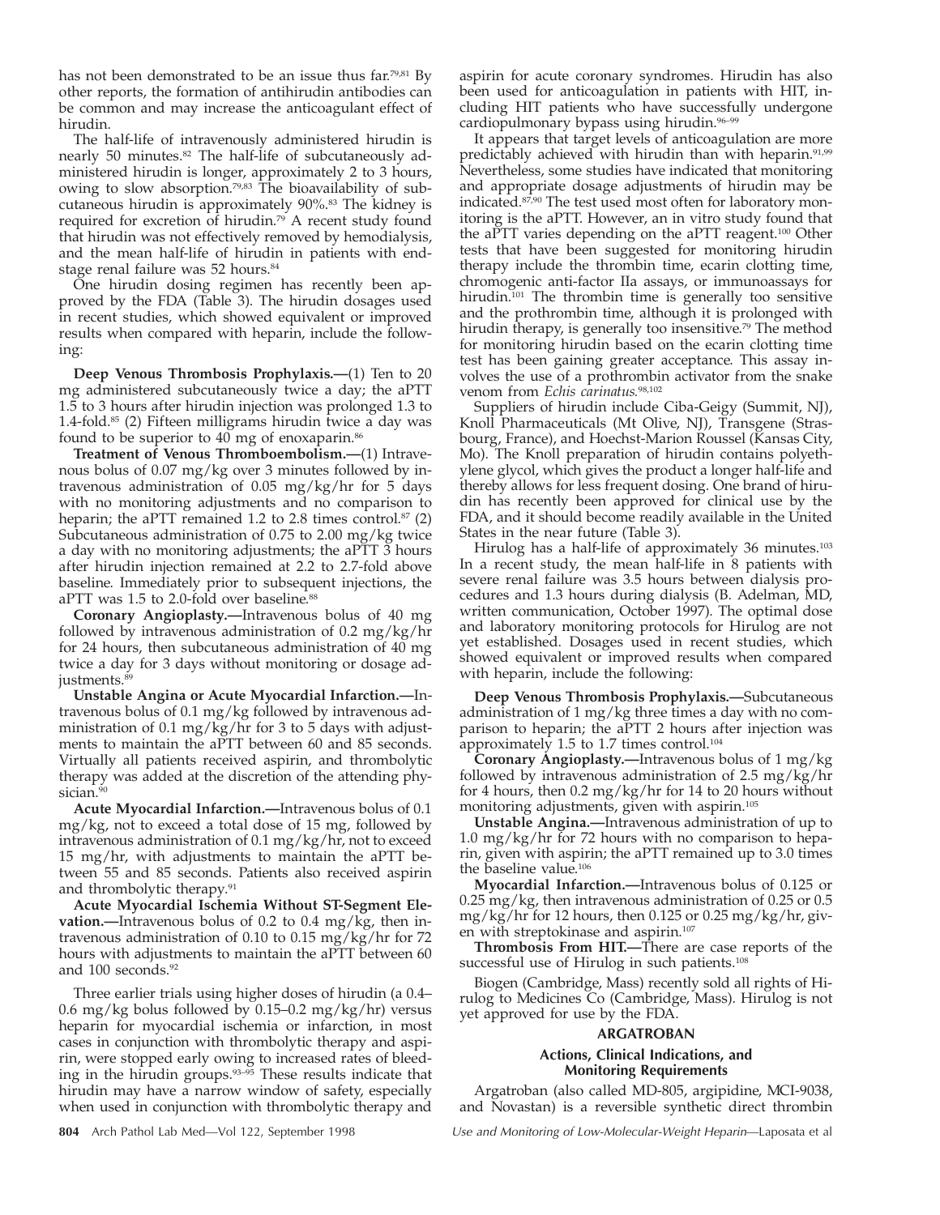has not been demonstrated to be an issue thus far.[79,81] By other reports, the formation of antihirudin antibodies can be common and may increase the anticoagulant effect of hirudin.

The half-life of intravenously administered hirudin is nearly 50 minutes.[82] The half-life of subcutaneously administered hirudin is longer, approximately 2 to 3 hours, owing to slow absorption.[79,83] The bioavailability of subcutaneous hirudin is approximately 90%.[83] The kidney is required for excretion of hirudin.[79] A recent study found that hirudin was not effectively removed by hemodialysis, and the mean half-life of hirudin in patients with end-stage renal failure was 52 hours.[84]

One hirudin dosing regimen has recently been approved by the FDA (Table 3). The hirudin dosages used in recent studies, which showed equivalent or improved results when compared with heparin, include the following:

**Deep Venous Thrombosis Prophylaxis.—**(1) Ten to 20 mg administered subcutaneously twice a day; the aPTT 1.5 to 3 hours after hirudin injection was prolonged 1.3 to 1.4-fold.[85] (2) Fifteen milligrams hirudin twice a day was found to be superior to 40 mg of enoxaparin.[86]

**Treatment of Venous Thromboembolism.—**(1) Intravenous bolus of 0.07 mg/kg over 3 minutes followed by intravenous administration of 0.05 mg/kg/hr for 5 days with no monitoring adjustments and no comparison to heparin; the aPTT remained 1.2 to 2.8 times control.[87] (2) Subcutaneous administration of 0.75 to 2.00 mg/kg twice a day with no monitoring adjustments; the aPTT 3 hours after hirudin injection remained at 2.2 to 2.7-fold above baseline. Immediately prior to subsequent injections, the aPTT was 1.5 to 2.0-fold over baseline.[88]

**Coronary Angioplasty.—**Intravenous bolus of 40 mg followed by intravenous administration of 0.2 mg/kg/hr for 24 hours, then subcutaneous administration of 40 mg twice a day for 3 days without monitoring or dosage adjustments.[89]

**Unstable Angina or Acute Myocardial Infarction.—**Intravenous bolus of 0.1 mg/kg followed by intravenous administration of 0.1 mg/kg/hr for 3 to 5 days with adjustments to maintain the aPTT between 60 and 85 seconds. Virtually all patients received aspirin, and thrombolytic therapy was added at the discretion of the attending physician.[90]

**Acute Myocardial Infarction.—**Intravenous bolus of 0.1 mg/kg, not to exceed a total dose of 15 mg, followed by intravenous administration of 0.1 mg/kg/hr, not to exceed 15 mg/hr, with adjustments to maintain the aPTT between 55 and 85 seconds. Patients also received aspirin and thrombolytic therapy.[91]

**Acute Myocardial Ischemia Without ST-Segment Elevation.—**Intravenous bolus of 0.2 to 0.4 mg/kg, then intravenous administration of 0.10 to 0.15 mg/kg/hr for 72 hours with adjustments to maintain the aPTT between 60 and 100 seconds.[92]

Three earlier trials using higher doses of hirudin (a 0.4–0.6 mg/kg bolus followed by 0.15–0.2 mg/kg/hr) versus heparin for myocardial ischemia or infarction, in most cases in conjunction with thrombolytic therapy and aspirin, were stopped early owing to increased rates of bleeding in the hirudin groups.[93–95] These results indicate that hirudin may have a narrow window of safety, especially when used in conjunction with thrombolytic therapy and aspirin for acute coronary syndromes. Hirudin has also been used for anticoagulation in patients with HIT, including HIT patients who have successfully undergone cardiopulmonary bypass using hirudin.[96–99]

It appears that target levels of anticoagulation are more predictably achieved with hirudin than with heparin.[91,99] Nevertheless, some studies have indicated that monitoring and appropriate dosage adjustments of hirudin may be indicated.[87,90] The test used most often for laboratory monitoring is the aPTT. However, an in vitro study found that the aPTT varies depending on the aPTT reagent.[100] Other tests that have been suggested for monitoring hirudin therapy include the thrombin time, ecarin clotting time, chromogenic anti-factor IIa assays, or immunoassays for hirudin.[101] The thrombin time is generally too sensitive and the prothrombin time, although it is prolonged with hirudin therapy, is generally too insensitive.[79] The method for monitoring hirudin based on the ecarin clotting time test has been gaining greater acceptance. This assay involves the use of a prothrombin activator from the snake venom from *Echis carinatus*.[98,102]

Suppliers of hirudin include Ciba-Geigy (Summit, NJ), Knoll Pharmaceuticals (Mt Olive, NJ), Transgene (Strasbourg, France), and Hoechst-Marion Roussel (Kansas City, Mo). The Knoll preparation of hirudin contains polyethylene glycol, which gives the product a longer half-life and thereby allows for less frequent dosing. One brand of hirudin has recently been approved for clinical use by the FDA, and it should become readily available in the United States in the near future (Table 3).

Hirulog has a half-life of approximately 36 minutes.[103] In a recent study, the mean half-life in 8 patients with severe renal failure was 3.5 hours between dialysis procedures and 1.3 hours during dialysis (B. Adelman, MD, written communication, October 1997). The optimal dose and laboratory monitoring protocols for Hirulog are not yet established. Dosages used in recent studies, which showed equivalent or improved results when compared with heparin, include the following:

**Deep Venous Thrombosis Prophylaxis.—**Subcutaneous administration of 1 mg/kg three times a day with no comparison to heparin; the aPTT 2 hours after injection was approximately 1.5 to 1.7 times control.[104]

**Coronary Angioplasty.—**Intravenous bolus of 1 mg/kg followed by intravenous administration of 2.5 mg/kg/hr for 4 hours, then 0.2 mg/kg/hr for 14 to 20 hours without monitoring adjustments, given with aspirin.[105]

**Unstable Angina.—**Intravenous administration of up to 1.0 mg/kg/hr for 72 hours with no comparison to heparin, given with aspirin; the aPTT remained up to 3.0 times the baseline value.[106]

**Myocardial Infarction.—**Intravenous bolus of 0.125 or 0.25 mg/kg, then intravenous administration of 0.25 or 0.5 mg/kg/hr for 12 hours, then 0.125 or 0.25 mg/kg/hr, given with streptokinase and aspirin.[107]

**Thrombosis From HIT.—**There are case reports of the successful use of Hirulog in such patients.[108]

Biogen (Cambridge, Mass) recently sold all rights of Hirulog to Medicines Co (Cambridge, Mass). Hirulog is not yet approved for use by the FDA.

## ARGATROBAN

### Actions, Clinical Indications, and Monitoring Requirements

Argatroban (also called MD-805, argipidine, MCI-9038, and Novastan) is a reversible synthetic direct thrombin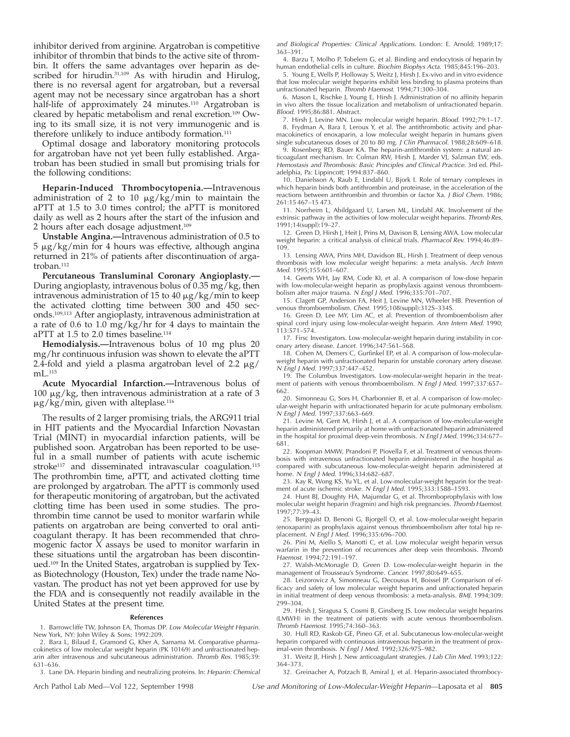inhibitor derived from arginine. Argatroban is competitive inhibitor of thrombin that binds to the active site of thrombin. It offers the same advantages over heparin as described for hirudin.[31,109] As with hirudin and Hirulog, there is no reversal agent for argatroban, but a reversal agent may not be necessary since argatroban has a short half-life of approximately 24 minutes.[110] Argatroban is cleared by hepatic metabolism and renal excretion.[109] Owing to its small size, it is not very immunogenic and is therefore unlikely to induce antibody formation.[111]

Optimal dosage and laboratory monitoring protocols for argatroban have not yet been fully established. Argatroban has been studied in small but promising trials for the following conditions:

**Heparin-Induced Thrombocytopenia.—**Intravenous administration of 2 to 10 μg/kg/min to maintain the aPTT at 1.5 to 3.0 times control; the aPTT is monitored daily as well as 2 hours after the start of the infusion and 2 hours after each dosage adjustment.[109]

**Unstable Angina.—**Intravenous administration of 0.5 to 5 μg/kg/min for 4 hours was effective, although angina returned in 21% of patients after discontinuation of argatroban.[112]

**Percutaneous Transluminal Coronary Angioplasty.—**During angioplasty, intravenous bolus of 0.35 mg/kg, then intravenous administration of 15 to 40 μg/kg/min to keep the activated clotting time between 300 and 450 seconds.[109,113] After angioplasty, intravenous administration at a rate of 0.6 to 1.0 mg/kg/hr for 4 days to maintain the aPTT at 1.5 to 2.0 times baseline.[114]

**Hemodialysis.—**Intravenous bolus of 10 mg plus 20 mg/hr continuous infusion was shown to elevate the aPTT 2.4-fold and yield a plasma argatroban level of 2.2 μg/mL.[115]

**Acute Myocardial Infarction.—**Intravenous bolus of 100 μg/kg, then intravenous administration at a rate of 3 μg/kg/min, given with alteplase.[116]

The results of 2 larger promising trials, the ARG911 trial in HIT patients and the Myocardial Infarction Novastan Trial (MINT) in myocardial infarction patients, will be published soon. Argatroban has been reported to be useful in a small number of patients with acute ischemic stroke[117] and disseminated intravascular coagulation.[115] The prothrombin time, aPTT, and activated clotting time are prolonged by argatroban. The aPTT is commonly used for therapeutic monitoring of argatroban, but the activated clotting time has been used in some studies. The prothrombin time cannot be used to monitor warfarin while patients on argatroban are being converted to oral anticoagulant therapy. It has been recommended that chromogenic factor X assays be used to monitor warfarin in these situations until the argatroban has been discontinued.[109] In the United States, argatroban is supplied by Texas Biotechnology (Houston, Tex) under the trade name Novastan. The product has not yet been approved for use by the FDA and is consequently not readily available in the United States at the present time.

## References

1. Barrowcliffe TW, Johnson EA, Thomas DP. *Low Molecular Weight Heparin.* New York, NY: John Wiley & Sons; 1992:209.
2. Bara L, Bilaud E, Gramond G, Kher A, Samama M. Comparative pharmacokinetics of low molecular weight heparin (PK 10169) and unfractionated heparin after intravenous and subcutaneous administration. *Thromb Res.* 1985;39:631–636.
3. Lane DA. Heparin binding and neutralizing proteins. In: *Heparin: Chemical and Biological Properties: Clinical Applications.* London: E. Arnold; 1989;17:363–391.
4. Barzu T, Molho P, Tobelem G, et al. Binding and endocytosis of heparin by human endothelial cells in culture. *Biochim Biophys Acta.* 1985;845:196–203.
5. Young E, Wells P, Holloway S, Weitz J, Hirsh J. Ex-vivo and in vitro evidence that low molecular weight heparins exhibit less binding to plasma proteins than unfractionated heparin. *Thromb Haemost.* 1994;71:300–304.
6. Mason L, Rischke J, Young E, Hirsh J. Administration of no affinity heparin in vivo alters the tissue localization and metabolism of unfractionated heparin. *Blood.* 1995;86:881. Abstract.
7. Hirsh J, Levine MN. Low molecular weight heparin. *Blood.* 1992;79:1–17.
8. Frydman A, Bara I, Leroux Y, et al. The antithrombotic activity and pharmacokinetics of enoxaparin, a low molecular weight heparin in humans given single subcutaneous doses of 20 to 80 mg. *J Clin Pharmacol.* 1988;28:609–618.
9. Rosenberg RD, Bauer KA. The heparin-antithrombin system: a natural anticoagulant mechanism. In: Colman RW, Hirsh J, Marder VJ, Salzman EW, eds. *Hemostasis and Thrombosis: Basic Principles and Clinical Practice.* 3rd ed. Philadelphia, Pa: Lippincott; 1994:837–860.
10. Danielsson A, Raub E, Lindahl U, Bjork I. Role of ternary complexes in which heparin binds both antithrombin and proteinase, in the acceleration of the reactions between antithrombin and thrombin or factor Xa. *J Biol Chem.* 1986;261:15 467–15 473.
11. Norrheim L, Abildgaard U, Larsen ML, Lindahl AK. Involvement of the extrinsic pathway in the activities of low molecular weight heparins. *Thromb Res.* 1991;14(suppl):19–27.
12. Green D, Hirsh J, Heit J, Prins M, Davison B, Lensing AWA. Low molecular weight heparin: a critical analysis of clinical trials. *Pharmacol Rev.* 1994;46:89–109.
13. Lensing AWA, Prins MH, Davidson BL, Hirsh J. Treatment of deep venous thrombosis with low molecular weight heparins: a meta analysis. *Arch Intern Med.* 1995;155:601–607.
14. Geerts WH, Jay RM, Code KI, et al. A comparison of low-dose heparin with low-molecular-weight heparin as prophylaxis against venous thromboembolism after major trauma. *N Engl J Med.* 1996;335:701–707.
15. Clagett GP, Anderson FA, Heit J, Levine MN, Wheeler HB. Prevention of venous thromboembolism. *Chest.* 1995;108(suppl):312S–334S.
16. Green D, Lee MY, Lim AC, et al. Prevention of thromboembolism after spinal cord injury using low-molecular-weight heparin. *Ann Intern Med.* 1990;113:571–574.
17. Firsc Investigators. Low-molecular-weight heparin during instability in coronary artery disease. *Lancet.* 1996;347:561–568.
18. Cohen M, Demers C, Gurfinkel EP, et al. A comparison of low-molecular-weight heparin with unfractionated heparin for unstable coronary artery disease. *N Engl J Med.* 1997;337:447–452.
19. The Columbus Investigators. Low-molecular-weight heparin in the treatment of patients with venous thromboembolism. *N Engl J Med.* 1997;337:657–662.
20. Simonneau G, Sors H, Charbonnier B, et al. A comparison of low-molecular-weight heparin with unfractionated heparin for acute pulmonary embolism. *N Engl J Med.* 1997;337:663–669.
21. Levine M, Gent M, Hirsh J, et al. A comparison of low-molecular-weight heparin administered primarily at home with unfractionated heparin administered in the hospital for proximal deep-vein thrombosis. *N Engl J Med.* 1996;334:677–681.
22. Koopman MMW, Prandoni P, Piovella F, et al. Treatment of venous thrombosis with intravenous unfractionated heparin administered in the hospital as compared with subcutaneous low-molecular-weight heparin administered at home. *N Engl J Med.* 1996;334:682–687.
23. Kay R, Wong KS, Yu YL, et al. Low-molecular-weight heparin for the treatment of acute ischemic stroke. *N Engl J Med.* 1995;333:1588–1593.
24. Hunt BJ, Doughty HA, Majumdar G, et al. Thromboprophylaxis with low molecular weight heparin (Fragmin) and high risk pregnancies. *Thromb Haemost.* 1997;77:39–43.
25. Bergquist D, Benoni G, Bjorgell O, et al. Low-molecular-weight heparin (enoxaparin) as prophylaxis against venous thromboembolism after total hip replacement. *N Engl J Med.* 1996;335:696–700.
26. Pini M, Aiello S, Manotti C, et al. Low molecular weight heparin versus warfarin in the prevention of recurrences after deep vein thrombosis. *Thromb Haemost.* 1994;72:191–197.
27. Walsh-McMonagle D, Green D. Low-molecular-weight heparin in the management of Trousseau's Syndrome. *Cancer.* 1997;80:649–655.
28. Leizorovicz A, Simonneau G, Decousus H, Boissel JP. Comparison of efficacy and safety of low molecular weight heparins and unfractionated heparin in initial treatment of deep venous thrombosis: a meta-analysis. *BMJ.* 1994;309:299–304.
29. Hirsh J, Siragusa S, Cosmi B, Ginsberg JS. Low molecular weight heparins (LMWH) in the treatment of patients with acute venous thromboembolism. *Thromb Haemost.* 1995;74:360–363.
30. Hull RD, Raskob GE, Pineo GF, et al. Subcutaneous low-molecular-weight heparin compared with continuous intravenous heparin in the treatment of proximal-vein thrombosis. *N Engl J Med.* 1992;326:975–982.
31. Weitz JI, Hirsh J. New anticoagulant strategies. *J Lab Clin Med.* 1993;122:364–373.
32. Greinacher A, Potzach B, Amiral J, et al. Heparin-associated thrombocy-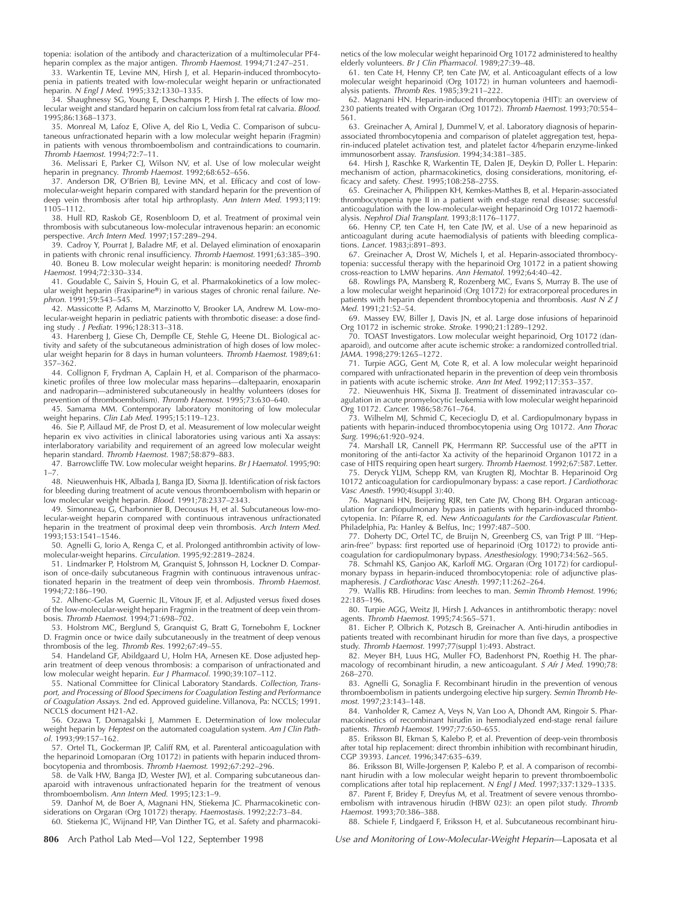topenia: isolation of the antibody and characterization of a multimolecular PF4-heparin complex as the major antigen. *Thromb Haemost.* 1994;71:247–251.

33. Warkentin TE, Levine MN, Hirsh J, et al. Heparin-induced thrombocytopenia in patients treated with low-molecular weight heparin or unfractionated heparin. *N Engl J Med.* 1995;332:1330–1335.

34. Shaughnessy SG, Young E, Deschamps P, Hirsh J. The effects of low molecular weight and standard heparin on calcium loss from fetal rat calvaria. *Blood.* 1995;86:1368–1373.

35. Monreal M, Lafoz E, Olive A, del Rio L, Vedia C. Comparison of subcutaneous unfractionated heparin with a low molecular weight heparin (Fragmin) in patients with venous thromboembolism and contraindications to coumarin. *Thromb Haemost.* 1994;72:7–11.

36. Melissari E, Parker CJ, Wilson NV, et al. Use of low molecular weight heparin in pregnancy. *Thromb Haemost.* 1992;68:652–656.

37. Anderson DR, O'Brien BJ, Levine MN, et al. Efficacy and cost of low-molecular-weight heparin compared with standard heparin for the prevention of deep vein thrombosis after total hip arthroplasty. *Ann Intern Med.* 1993;119:1105–1112.

38. Hull RD, Raskob GE, Rosenbloom D, et al. Treatment of proximal vein thrombosis with subcutaneous low-molecular intravenous heparin: an economic perspective. *Arch Intern Med.* 1997;157:289–294.

39. Cadroy Y, Pourrat J, Baladre MF, et al. Delayed elimination of enoxaparin in patients with chronic renal insufficiency. *Thromb Haemost.* 1991;63:385–390.

40. Boneu B. Low molecular weight heparin: is monitoring needed? *Thromb Haemost.* 1994;72:330–334.

41. Goudable C, Saivin S, Houin G, et al. Pharmakokinetics of a low molecular weight heparin (Fraxiparine®) in various stages of chronic renal failure. *Nephron.* 1991;59:543–545.

42. Massicotte P, Adams M, Marzinotto V, Brooker LA, Andrew M. Low-molecular-weight heparin in pediatric patients with thrombotic disease: a dose finding study . *J Pediatr.* 1996;128:313–318.

43. Harenberg J, Giese Ch, Dempfle CE, Stehle G, Heene DL. Biological activity and safety of the subcutaneous administration of high doses of low molecular weight heparin for 8 days in human volunteers. *Thromb Haemost.* 1989;61:357–362.

44. Collignon F, Frydman A, Caplain H, et al. Comparison of the pharmacokinetic profiles of three low molecular mass heparins—daltepaarin, enoxaparin and nadroparin—administered subcutaneously in healthy volunteers (doses for prevention of thromboembolism). *Thromb Haemost.* 1995;73:630–640.

45. Samama MM. Contemporary laboratory monitoring of low molecular weight heparins. *Clin Lab Med.* 1995;15:119–123.

46. Sie P, Aillaud MF, de Prost D, et al. Measurement of low molecular weight heparin ex vivo activities in clinical laboratories using various anti Xa assays: interlaboratory variability and requirement of an agreed low molecular weight heparin standard. *Thromb Haemost.* 1987;58:879–883.

47. Barrowcliffe TW. Low molecular weight heparins. *Br J Haematol.* 1995;90:1–7.

48. Nieuwenhuis HK, Albada J, Banga JD, Sixma JJ. Identification of risk factors for bleeding during treatment of acute venous thromboembolism with heparin or low molecular weight heparin. *Blood.* 1991;78:2337–2343.

49. Simonneau G, Charbonnier B, Decousus H, et al. Subcutaneous low-molecular-weight heparin compared with continuous intravenous unfractionated heparin in the treatment of proximal deep vein thrombosis. *Arch Intern Med.* 1993;153:1541–1546.

50. Agnelli G, Iorio A, Renga C, et al. Prolonged antithrombin activity of low-molecular-weight heparins. *Circulation.* 1995;92:2819–2824.

51. Lindmarker P, Holstrom M, Granquist S, Johnsson H, Lockner D. Comparison of once-daily subcutaneous Fragmin with continuous intravenous unfractionated heparin in the treatment of deep vein thrombosis. *Thromb Haemost.* 1994;72:186–190.

52. Alhenc-Gelas M, Guernic JL, Vitoux JF, et al. Adjusted versus fixed doses of the low-molecular-weight heparin Fragmin in the treatment of deep vein thrombosis. *Thromb Haemost.* 1994;71:698–702.

53. Holstrom MC, Berglund S, Granquist G, Bratt G, Tornebohm E, Lockner D. Fragmin once or twice daily subcutaneously in the treatment of deep venous thrombosis of the leg. *Thromb Res.* 1992;67:49–55.

54. Handeland GF, Abildgaard U, Holm HA, Arnesen KE. Dose adjusted heparin treatment of deep venous thrombosis: a comparison of unfractionated and low molecular weight heparin. *Eur J Pharmacol.* 1990;39:107–112.

55. National Committee for Clinical Laboratory Standards. *Collection, Transport, and Processing of Blood Specimens for Coagulation Testing and Performance of Coagulation Assays.* 2nd ed. Approved guideline. Villanova, Pa: NCCLS; 1991. NCCLS document H21-A2.

56. Ozawa T, Domagalski J, Mammen E. Determination of low molecular weight heparin by *Heptest* on the automated coagulation system. *Am J Clin Pathol.* 1993;99:157–162.

57. Ortel TL, Gockerman JP, Califf RM, et al. Parenteral anticoagulation with the heparinoid Lomoparan (Org 10172) in patients with heparin induced thrombocytopenia and thrombosis. *Thromb Haemost.* 1992;67:292–296.

58. de Valk HW, Banga JD, Wester JWJ, et al. Comparing subcutaneous danaparoid with intravenous unfractionated heparin for the treatment of venous thromboembolism. *Ann Intern Med.* 1995;123:1–9.

59. Danhof M, de Boer A, Magnani HN, Stiekema JC. Pharmacokinetic considerations on Organan (Org 10172) therapy. *Haemostasis.* 1992;22:73–84.

60. Stiekema JC, Wijnand HP, Van Dinther TG, et al. Safety and pharmacokinetics of the low molecular weight heparinoid Org 10172 administered to healthy elderly volunteers. *Br J Clin Pharmacol.* 1989;27:39–48.

61. ten Cate H, Henny CP, ten Cate JW, et al. Anticoagulant effects of a low molecular weight heparinoid (Org 10172) in human volunteers and haemodialysis patients. *Thromb Res.* 1985;39:211–222.

62. Magnani HN. Heparin-induced thrombocytopenia (HIT): an overview of 230 patients treated with Organ (Org 10172). *Thromb Haemost.* 1993;70:554–561.

63. Greinacher A, Amiral J, Dummel V, et al. Laboratory diagnosis of heparin-associated thrombocytopenia and comparison of platelet aggregation test, heparin-induced platelet activation test, and platelet factor 4/heparin enzyme-linked immunosorbent assay. *Transfusion.* 1994;34:381–385.

64. Hirsh J, Raschke R, Warkentin TE, Dalen JE, Deykin D, Poller L. Heparin: mechanism of action, pharmacokinetics, dosing considerations, monitoring, efficacy and safety. *Chest.* 1995;108:258–275S.

65. Greinacher A, Philippen KH, Kemkes-Matthes B, et al. Heparin-associated thrombocytopenia type II in a patient with end-stage renal disease: successful anticoagulation with the low-molecular-weight heparinoid Org 10172 haemodialysis. *Nephrol Dial Transplant.* 1993;8:1176–1177.

66. Henny CP, ten Cate H, ten Cate JW, et al. Use of a new heparinoid as anticoagulant during acute haemodialysis of patients with bleeding complications. *Lancet.* 1983;i:891–893.

67. Greinacher A, Drost W, Michels I, et al. Heparin-associated thrombocytopenia: successful therapy with the heparinoid Org 10172 in a patient showing cross-reaction to LMW heparins. *Ann Hematol.* 1992;64:40–42.

68. Rowlings PA, Mansberg R, Rozenberg MC, Evans S, Murray B. The use of a low molecular weight heparinoid (Org 10172) for extracorporeal procedures in patients with heparin dependent thrombocytopenia and thrombosis. *Aust N Z J Med.* 1991;21:52–54.

69. Massey EW, Biller J, Davis JN, et al. Large dose infusions of heparinoid Org 10172 in ischemic stroke. *Stroke.* 1990;21:1289–1292.

70. TOAST Investigators. Low molecular weight heparinoid, Org 10172 (danaparoid), and outcome after acute ischemic stroke: a randomized controlled trial. *JAMA.* 1998;279:1265–1272.

71. Turpie AGG, Gent M, Cote R, et al. A low molecular weight heparinoid compared with unfractionated heparin in the prevention of deep vein thrombosis in patients with acute ischemic stroke. *Ann Int Med.* 1992;117:353–357.

72. Nieuwenhuis HK, Sixma JJ. Treatment of disseminated intravascular coagulation in acute promyelocytic leukemia with low molecular weight heparinoid Org 10172. *Cancer.* 1986;58:761–764.

73. Wilhelm MJ, Schmid C, Kececioglu D, et al. Cardiopulmonary bypass in patients with heparin-induced thrombocytopenia using Org 10172. *Ann Thorac Surg.* 1996;61:920–924.

74. Marshall LR, Cannell PK, Herrmann RP. Successful use of the aPTT in monitoring of the anti-factor Xa activity of the heparinoid Organon 10172 in a case of HITS requiring open heart surgery. *Thromb Haemost.* 1992;67:587. Letter.

75. Deryck YLJM, Schepp RM, van Krugten RJ, Mochtar B. Heparinoid Org 10172 anticoagulation for cardiopulmonary bypass: a case report. *J Cardiothorac Vasc Anesth.* 1990;4(suppl 3):40.

76. Magnani HN, Beijering RJR, ten Cate JW, Chong BH. Orgaran anticoagulation for cardiopulmonary bypass in patients with heparin-induced thrombocytopenia. In: Pifarre R, ed. *New Anticoagulants for the Cardiovascular Patient.* Philadelphia, Pa: Hanley & Belfus, Inc; 1997:487–500.

77. Doherty DC, Ortel TC, de Bruijn N, Greenberg CS, van Trigt P III. ''Heparin-free'' bypass: first reported use of heparinoid (Org 10172) to provide anticoagulation for cardiopulmonary bypass. *Anesthesiology.* 1990;734:562–565.

78. Schmahl KS, Ganjoo AK, Karloff MG. Orgaran (Org 10172) for cardiopulmonary bypass in heparin-induced thrombocytopenia: role of adjunctive plasmapheresis. *J Cardiothorac Vasc Anesth.* 1997;11:262–264.

79. Wallis RB. Hirudins: from leeches to man. *Semin Thromb Hemost.* 1996;22:185–196.

80. Turpie AGG, Weitz JI, Hirsh J. Advances in antithrombotic therapy: novel agents. *Thromb Haemost.* 1995;74:565–571.

81. Eicher P, Olbrich K, Potzsch B, Greinacher A. Anti-hirudin antibodies in patients treated with recombinant hirudin for more than five days, a prospective study. *Thromb Haemost.* 1997;77(suppl 1):493. Abstract.

82. Meyer BH, Luus HG, Muller FO, Badenhorst PN, Roethig H. The pharmacology of recombinant hirudin, a new anticoagulant. *S Afr J Med.* 1990;78:268–270.

83. Agnelli G, Sonaglia F. Recombinant hirudin in the prevention of venous thromboembolism in patients undergoing elective hip surgery. *Semin Thromb Hemost.* 1997;23:143–148.

84. Vanholder R, Camez A, Veys N, Van Loo A, Dhondt AM, Ringoir S. Pharmacokinetics of recombinant hirudin in hemodialyzed end-stage renal failure patients. *Thromb Haemost.* 1997;77:650–655.

85. Eriksson BI, Ekman S, Kalebo P, et al. Prevention of deep-vein thrombosis after total hip replacement: direct thrombin inhibition with recombinant hirudin, CGP 39393. *Lancet.* 1996;347:635–639.

86. Eriksson BI, Wille-Jorgensen P, Kalebo P, et al. A comparison of recombinant hirudin with a low molecular weight heparin to prevent thromboembolic complications after total hip replacement. *N Engl J Med.* 1997;337:1329–1335.

87. Parent F, Bridey F, Dreyfus M, et al. Treatment of severe venous thromboembolism with intravenous hirudin (HBW 023): an open pilot study. *Thromb Haemost.* 1993;70:386–388.

88. Schiele F, Lindgaerd F, Eriksson H, et al. Subcutaneous recombinant hiru-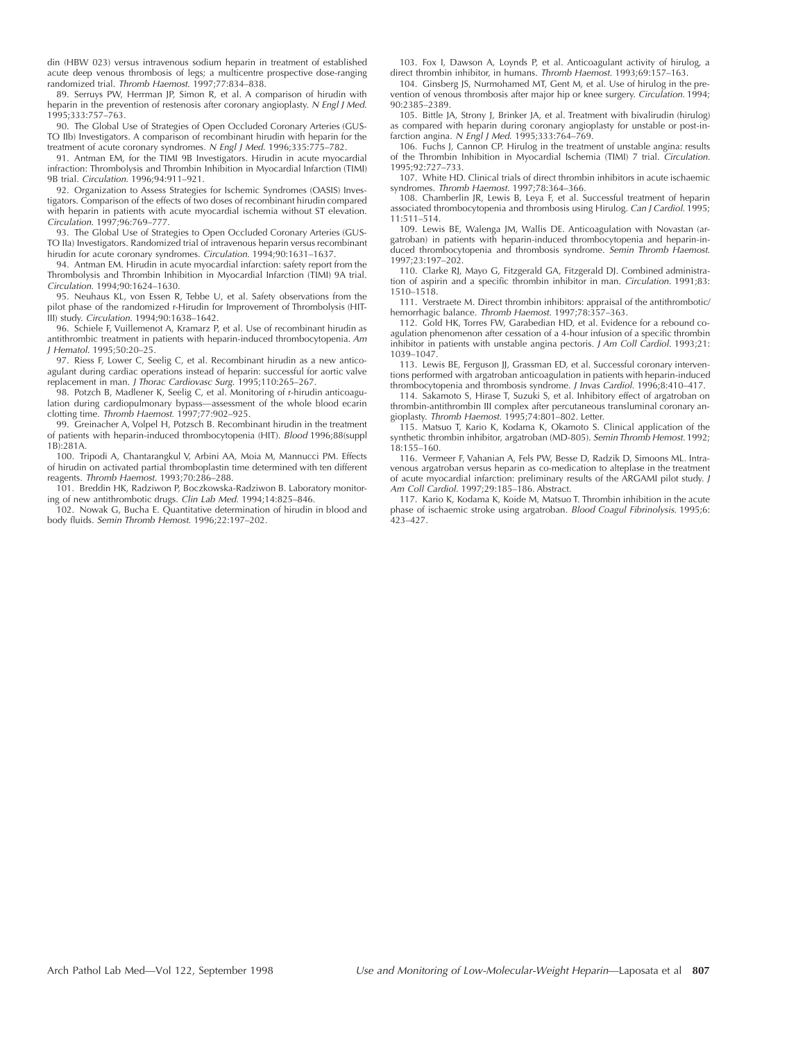din (HBW 023) versus intravenous sodium heparin in treatment of established acute deep venous thrombosis of legs; a multicentre prospective dose-ranging randomized trial. *Thromb Haemost.* 1997;77:834–838.

89. Serruys PW, Herrman JP, Simon R, et al. A comparison of hirudin with heparin in the prevention of restenosis after coronary angioplasty. *N Engl J Med.* 1995;333:757–763.

90. The Global Use of Strategies of Open Occluded Coronary Arteries (GUSTO IIb) Investigators. A comparison of recombinant hirudin with heparin for the treatment of acute coronary syndromes. *N Engl J Med.* 1996;335:775–782.

91. Antman EM, for the TIMI 9B Investigators. Hirudin in acute myocardial infraction: Thrombolysis and Thrombin Inhibition in Myocardial Infarction (TIMI) 9B trial. *Circulation.* 1996;94:911–921.

92. Organization to Assess Strategies for Ischemic Syndromes (OASIS) Investigators. Comparison of the effects of two doses of recombinant hirudin compared with heparin in patients with acute myocardial ischemia without ST elevation. *Circulation.* 1997;96:769–777.

93. The Global Use of Strategies to Open Occluded Coronary Arteries (GUSTO IIa) Investigators. Randomized trial of intravenous heparin versus recombinant hirudin for acute coronary syndromes. *Circulation.* 1994;90:1631–1637.

94. Antman EM. Hirudin in acute myocardial infarction: safety report from the Thrombolysis and Thrombin Inhibition in Myocardial Infarction (TIMI) 9A trial. *Circulation.* 1994;90:1624–1630.

95. Neuhaus KL, von Essen R, Tebbe U, et al. Safety observations from the pilot phase of the randomized r-Hirudin for Improvement of Thrombolysis (HIT-III) study. *Circulation.* 1994;90:1638–1642.

96. Schiele F, Vuillemenot A, Kramarz P, et al. Use of recombinant hirudin as antithrombic treatment in patients with heparin-induced thrombocytopenia. *Am J Hematol.* 1995;50:20–25.

97. Riess F, Lower C, Seelig C, et al. Recombinant hirudin as a new anticoagulant during cardiac operations instead of heparin: successful for aortic valve replacement in man. *J Thorac Cardiovasc Surg.* 1995;110:265–267.

98. Potzch B, Madlener K, Seelig C, et al. Monitoring of r-hirudin anticoagulation during cardiopulmonary bypass—assessment of the whole blood ecarin clotting time. *Thromb Haemost.* 1997;77:902–925.

99. Greinacher A, Volpel H, Potzsch B. Recombinant hirudin in the treatment of patients with heparin-induced thrombocytopenia (HIT). *Blood* 1996;88(suppl 1B):281A.

100. Tripodi A, Chantarangkul V, Arbini AA, Moia M, Mannucci PM. Effects of hirudin on activated partial thromboplastin time determined with ten different reagents. *Thromb Haemost.* 1993;70:286–288.

101. Breddin HK, Radziwon P, Boczkowska-Radziwon B. Laboratory monitoring of new antithrombotic drugs. *Clin Lab Med.* 1994;14:825–846.

102. Nowak G, Bucha E. Quantitative determination of hirudin in blood and body fluids. *Semin Thromb Hemost.* 1996;22:197–202.

103. Fox I, Dawson A, Loynds P, et al. Anticoagulant activity of hirulog, a direct thrombin inhibitor, in humans. *Thromb Haemost.* 1993;69:157–163.

104. Ginsberg JS, Nurmohamed MT, Gent M, et al. Use of hirulog in the prevention of venous thrombosis after major hip or knee surgery. *Circulation.* 1994; 90:2385–2389.

105. Bittle JA, Strony J, Brinker JA, et al. Treatment with bivalirudin (hirulog) as compared with heparin during coronary angioplasty for unstable or post-infarction angina. *N Engl J Med.* 1995;333:764–769.

106. Fuchs J, Cannon CP. Hirulog in the treatment of unstable angina: results of the Thrombin Inhibition in Myocardial Ischemia (TIMI) 7 trial. *Circulation.* 1995;92:727–733.

107. White HD. Clinical trials of direct thrombin inhibitors in acute ischaemic syndromes. *Thromb Haemost.* 1997;78:364–366.

108. Chamberlin JR, Lewis B, Leya F, et al. Successful treatment of heparin associated thrombocytopenia and thrombosis using Hirulog. *Can J Cardiol.* 1995; 11:511–514.

109. Lewis BE, Walenga JM, Wallis DE. Anticoagulation with Novastan (argatroban) in patients with heparin-induced thrombocytopenia and heparin-induced thrombocytopenia and thrombosis syndrome. *Semin Thromb Haemost.* 1997;23:197–202.

110. Clarke RJ, Mayo G, Fitzgerald GA, Fitzgerald DJ. Combined administration of aspirin and a specific thrombin inhibitor in man. *Circulation.* 1991;83: 1510–1518.

111. Verstraete M. Direct thrombin inhibitors: appraisal of the antithrombotic/hemorrhagic balance. *Thromb Haemost.* 1997;78:357–363.

112. Gold HK, Torres FW, Garabedian HD, et al. Evidence for a rebound coagulation phenomenon after cessation of a 4-hour infusion of a specific thrombin inhibitor in patients with unstable angina pectoris. *J Am Coll Cardiol.* 1993;21: 1039–1047.

113. Lewis BE, Ferguson JJ, Grassman ED, et al. Successful coronary interventions performed with argatroban anticoagulation in patients with heparin-induced thrombocytopenia and thrombosis syndrome. *J Invas Cardiol.* 1996;8:410–417.

114. Sakamoto S, Hirase T, Suzuki S, et al. Inhibitory effect of argatroban on thrombin-antithrombin III complex after percutaneous transluminal coronary angioplasty. *Thromb Haemost.* 1995;74:801–802. Letter.

115. Matsuo T, Kario K, Kodama K, Okamoto S. Clinical application of the synthetic thrombin inhibitor, argatroban (MD-805). *Semin Thromb Hemost.* 1992; 18:155–160.

116. Vermeer F, Vahanian A, Fels PW, Besse D, Radzik D, Simoons ML. Intravenous argatroban versus heparin as co-medication to alteplase in the treatment of acute myocardial infarction: preliminary results of the ARGAMI pilot study. *J Am Coll Cardiol.* 1997;29:185–186. Abstract.

117. Kario K, Kodama K, Koide M, Matsuo T. Thrombin inhibition in the acute phase of ischaemic stroke using argatroban. *Blood Coagul Fibrinolysis.* 1995;6: 423–427.